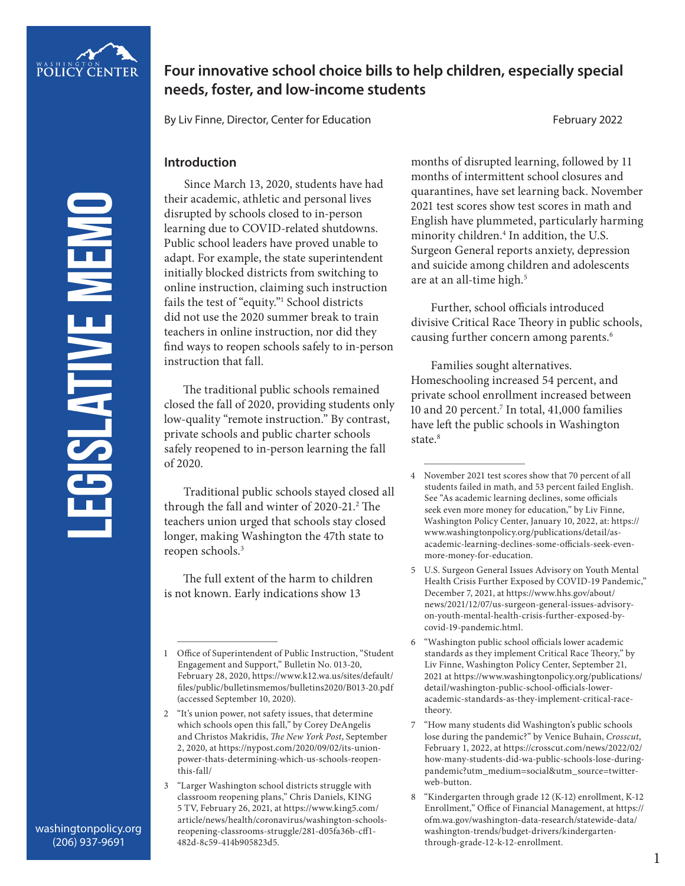# Four innovative school choice bills to help children, especially special needs, foster, and low-income students

By Liv Finne, Director, Center for Education

February 2022

LEGISLATIVE MEMO

## Introduction

Since March 13, 2020, students have had their academic, athletic and personal lives disrupted by schools closed to in-person learning due to COVID-related shutdowns. Public school leaders have proved unable to adapt. For example, the state superintendent initially blocked districts from switching to online instruction, claiming such instruction fails the test of "equity."[1] School districts did not use the 2020 summer break to train teachers in online instruction, nor did they find ways to reopen schools safely to in-person instruction that fall.

The traditional public schools remained closed the fall of 2020, providing students only low-quality "remote instruction." By contrast, private schools and public charter schools safely reopened to in-person learning the fall of 2020.

Traditional public schools stayed closed all through the fall and winter of 2020-21.[2] The teachers union urged that schools stay closed longer, making Washington the 47th state to reopen schools.[3]

The full extent of the harm to children is not known. Early indications show 13 months of disrupted learning, followed by 11 months of intermittent school closures and quarantines, have set learning back. November 2021 test scores show test scores in math and English have plummeted, particularly harming minority children.[4] In addition, the U.S. Surgeon General reports anxiety, depression and suicide among children and adolescents are at an all-time high.[5]

Further, school officials introduced divisive Critical Race Theory in public schools, causing further concern among parents.[6]

Families sought alternatives. Homeschooling increased 54 percent, and private school enrollment increased between 10 and 20 percent.[7] In total, 41,000 families have left the public schools in Washington state.[8]

---

1 Office of Superintendent of Public Instruction, "Student Engagement and Support," Bulletin No. 013-20, February 28, 2020, https://www.k12.wa.us/sites/default/files/public/bulletinsmemos/bulletins2020/B013-20.pdf (accessed September 10, 2020).

2 "It's union power, not safety issues, that determine which schools open this fall," by Corey DeAngelis and Christos Makridis, *The New York Post*, September 2, 2020, at https://nypost.com/2020/09/02/its-union-power-thats-determining-which-us-schools-reopen-this-fall/

3 "Larger Washington school districts struggle with classroom reopening plans," Chris Daniels, KING 5 TV, February 26, 2021, at https://www.king5.com/article/news/health/coronavirus/washington-schools-reopening-classrooms-struggle/281-d05fa36b-cff1-482d-8c59-414b905823d5.

4 November 2021 test scores show that 70 percent of all students failed in math, and 53 percent failed English. See "As academic learning declines, some officials seek even more money for education," by Liv Finne, Washington Policy Center, January 10, 2022, at: https://www.washingtonpolicy.org/publications/detail/as-academic-learning-declines-some-officials-seek-even-more-money-for-education.

5 U.S. Surgeon General Issues Advisory on Youth Mental Health Crisis Further Exposed by COVID-19 Pandemic," December 7, 2021, at https://www.hhs.gov/about/news/2021/12/07/us-surgeon-general-issues-advisory-on-youth-mental-health-crisis-further-exposed-by-covid-19-pandemic.html.

6 "Washington public school officials lower academic standards as they implement Critical Race Theory," by Liv Finne, Washington Policy Center, September 21, 2021 at https://www.washingtonpolicy.org/publications/detail/washington-public-school-officials-lower-academic-standards-as-they-implement-critical-race-theory.

7 "How many students did Washington's public schools lose during the pandemic?" by Venice Buhain, *Crosscut*, February 1, 2022, at https://crosscut.com/news/2022/02/how-many-students-did-wa-public-schools-lose-during-pandemic?utm_medium=social&utm_source=twitter-web-button.

8 "Kindergarten through grade 12 (K-12) enrollment, K-12 Enrollment," Office of Financial Management, at https://ofm.wa.gov/washington-data-research/statewide-data/washington-trends/budget-drivers/kindergarten-through-grade-12-k-12-enrollment.

washingtonpolicy.org
(206) 937-9691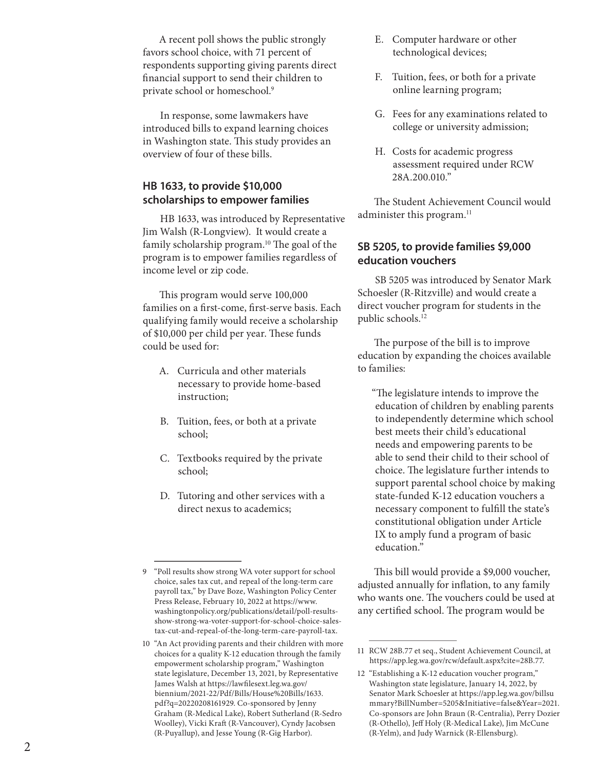A recent poll shows the public strongly favors school choice, with 71 percent of respondents supporting giving parents direct financial support to send their children to private school or homeschool.[9]

In response, some lawmakers have introduced bills to expand learning choices in Washington state. This study provides an overview of four of these bills.

### HB 1633, to provide $10,000 scholarships to empower families

HB 1633, was introduced by Representative Jim Walsh (R-Longview). It would create a family scholarship program.[10] The goal of the program is to empower families regardless of income level or zip code.

This program would serve 100,000 families on a first-come, first-serve basis. Each qualifying family would receive a scholarship of $10,000 per child per year. These funds could be used for:

A. Curricula and other materials necessary to provide home-based instruction;

B. Tuition, fees, or both at a private school;

C. Textbooks required by the private school;

D. Tutoring and other services with a direct nexus to academics;

E. Computer hardware or other technological devices;

F. Tuition, fees, or both for a private online learning program;

G. Fees for any examinations related to college or university admission;

H. Costs for academic progress assessment required under RCW 28A.200.010."

The Student Achievement Council would administer this program.[11]

### SB 5205, to provide families $9,000 education vouchers

SB 5205 was introduced by Senator Mark Schoesler (R-Ritzville) and would create a direct voucher program for students in the public schools.[12]

The purpose of the bill is to improve education by expanding the choices available to families:

> "The legislature intends to improve the education of children by enabling parents to independently determine which school best meets their child's educational needs and empowering parents to be able to send their child to their school of choice. The legislature further intends to support parental school choice by making state-funded K-12 education vouchers a necessary component to fulfill the state's constitutional obligation under Article IX to amply fund a program of basic education."

This bill would provide a $9,000 voucher, adjusted annually for inflation, to any family who wants one. The vouchers could be used at any certified school. The program would be

---

9 "Poll results show strong WA voter support for school choice, sales tax cut, and repeal of the long-term care payroll tax," by Dave Boze, Washington Policy Center Press Release, February 10, 2022 at https://www.washingtonpolicy.org/publications/detail/poll-results-show-strong-wa-voter-support-for-school-choice-sales-tax-cut-and-repeal-of-the-long-term-care-payroll-tax.

10 "An Act providing parents and their children with more choices for a quality K-12 education through the family empowerment scholarship program," Washington state legislature, December 13, 2021, by Representative James Walsh at https://lawfilesext.leg.wa.gov/biennium/2021-22/Pdf/Bills/House%20Bills/1633.pdf?q=20220208161929. Co-sponsored by Jenny Graham (R-Medical Lake), Robert Sutherland (R-Sedro Woolley), Vicki Kraft (R-Vancouver), Cyndy Jacobsen (R-Puyallup), and Jesse Young (R-Gig Harbor).

11 RCW 28B.77 et seq., Student Achievement Council, at https://app.leg.wa.gov/rcw/default.aspx?cite=28B.77.

12 "Establishing a K-12 education voucher program," Washington state legislature, January 14, 2022, by Senator Mark Schoesler at https://app.leg.wa.gov/billsummary?BillNumber=5205&Initiative=false&Year=2021. Co-sponsors are John Braun (R-Centralia), Perry Dozier (R-Othello), Jeff Holy (R-Medical Lake), Jim McCune (R-Yelm), and Judy Warnick (R-Ellensburg).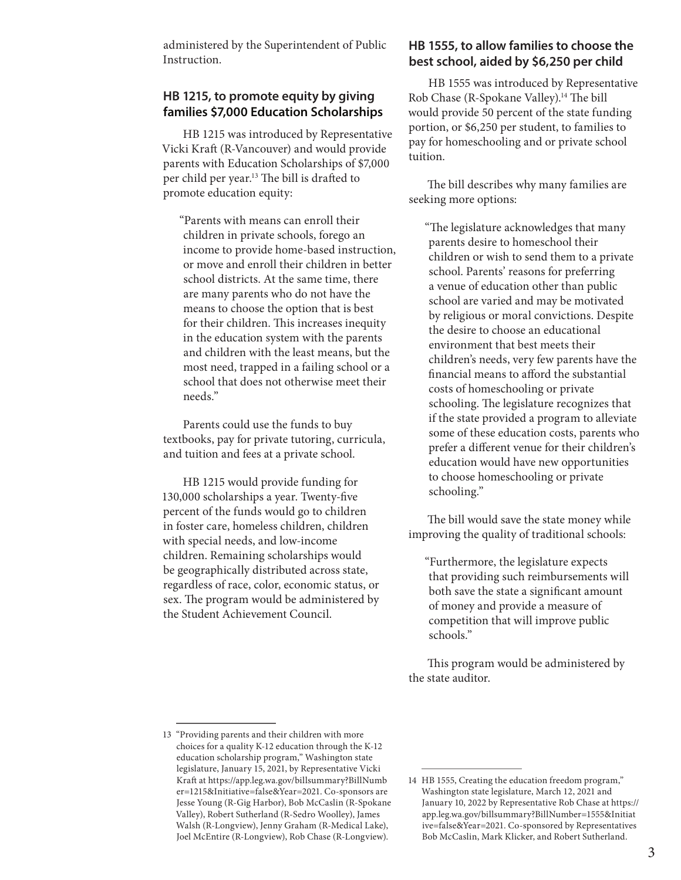administered by the Superintendent of Public Instruction.

### HB 1215, to promote equity by giving families $7,000 Education Scholarships

HB 1215 was introduced by Representative Vicki Kraft (R-Vancouver) and would provide parents with Education Scholarships of $7,000 per child per year.[13] The bill is drafted to promote education equity:

> "Parents with means can enroll their children in private schools, forego an income to provide home-based instruction, or move and enroll their children in better school districts. At the same time, there are many parents who do not have the means to choose the option that is best for their children. This increases inequity in the education system with the parents and children with the least means, but the most need, trapped in a failing school or a school that does not otherwise meet their needs."

Parents could use the funds to buy textbooks, pay for private tutoring, curricula, and tuition and fees at a private school.

HB 1215 would provide funding for 130,000 scholarships a year. Twenty-five percent of the funds would go to children in foster care, homeless children, children with special needs, and low-income children. Remaining scholarships would be geographically distributed across state, regardless of race, color, economic status, or sex. The program would be administered by the Student Achievement Council.

### HB 1555, to allow families to choose the best school, aided by $6,250 per child

HB 1555 was introduced by Representative Rob Chase (R-Spokane Valley).[14] The bill would provide 50 percent of the state funding portion, or $6,250 per student, to families to pay for homeschooling and or private school tuition.

The bill describes why many families are seeking more options:

> "The legislature acknowledges that many parents desire to homeschool their children or wish to send them to a private school. Parents' reasons for preferring a venue of education other than public school are varied and may be motivated by religious or moral convictions. Despite the desire to choose an educational environment that best meets their children's needs, very few parents have the financial means to afford the substantial costs of homeschooling or private schooling. The legislature recognizes that if the state provided a program to alleviate some of these education costs, parents who prefer a different venue for their children's education would have new opportunities to choose homeschooling or private schooling."

The bill would save the state money while improving the quality of traditional schools:

> "Furthermore, the legislature expects that providing such reimbursements will both save the state a significant amount of money and provide a measure of competition that will improve public schools."

This program would be administered by the state auditor.

---

13 "Providing parents and their children with more choices for a quality K-12 education through the K-12 education scholarship program," Washington state legislature, January 15, 2021, by Representative Vicki Kraft at https://app.leg.wa.gov/billsummary?BillNumber=1215&Initiative=false&Year=2021. Co-sponsors are Jesse Young (R-Gig Harbor), Bob McCaslin (R-Spokane Valley), Robert Sutherland (R-Sedro Woolley), James Walsh (R-Longview), Jenny Graham (R-Medical Lake), Joel McEntire (R-Longview), Rob Chase (R-Longview).

14 HB 1555, Creating the education freedom program," Washington state legislature, March 12, 2021 and January 10, 2022 by Representative Rob Chase at https://app.leg.wa.gov/billsummary?BillNumber=1555&Initiative=false&Year=2021. Co-sponsored by Representatives Bob McCaslin, Mark Klicker, and Robert Sutherland.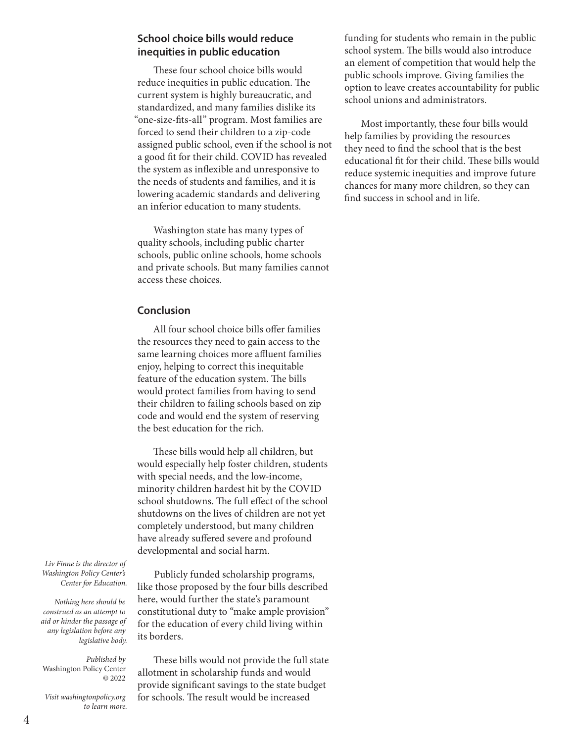## School choice bills would reduce inequities in public education

These four school choice bills would reduce inequities in public education. The current system is highly bureaucratic, and standardized, and many families dislike its "one-size-fits-all" program. Most families are forced to send their children to a zip-code assigned public school, even if the school is not a good fit for their child. COVID has revealed the system as inflexible and unresponsive to the needs of students and families, and it is lowering academic standards and delivering an inferior education to many students.

Washington state has many types of quality schools, including public charter schools, public online schools, home schools and private schools. But many families cannot access these choices.

## Conclusion

All four school choice bills offer families the resources they need to gain access to the same learning choices more affluent families enjoy, helping to correct this inequitable feature of the education system. The bills would protect families from having to send their children to failing schools based on zip code and would end the system of reserving the best education for the rich.

These bills would help all children, but would especially help foster children, students with special needs, and the low-income, minority children hardest hit by the COVID school shutdowns. The full effect of the school shutdowns on the lives of children are not yet completely understood, but many children have already suffered severe and profound developmental and social harm.

Publicly funded scholarship programs, like those proposed by the four bills described here, would further the state's paramount constitutional duty to "make ample provision" for the education of every child living within its borders.

These bills would not provide the full state allotment in scholarship funds and would provide significant savings to the state budget for schools. The result would be increased funding for students who remain in the public school system. The bills would also introduce an element of competition that would help the public schools improve. Giving families the option to leave creates accountability for public school unions and administrators.

Most importantly, these four bills would help families by providing the resources they need to find the school that is the best educational fit for their child. These bills would reduce systemic inequities and improve future chances for many more children, so they can find success in school and in life.

*Liv Finne is the director of Washington Policy Center's Center for Education.*

*Nothing here should be construed as an attempt to aid or hinder the passage of any legislation before any legislative body.*

*Published by* Washington Policy Center © 2022

*Visit washingtonpolicy.org to learn more.*